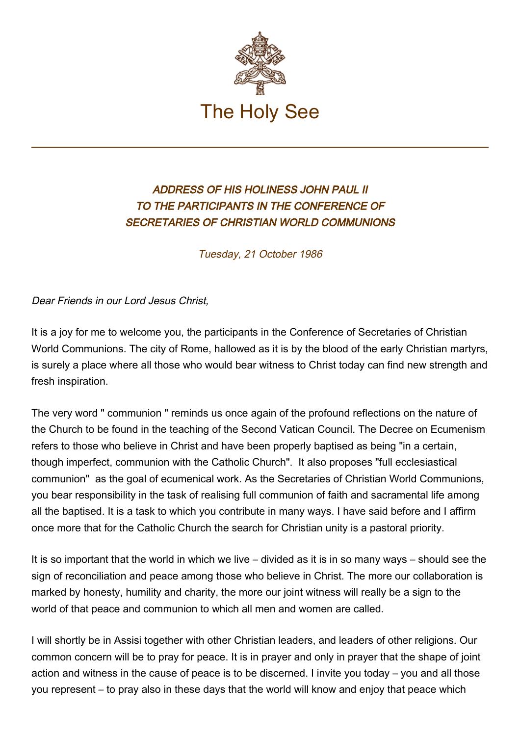The Holy See

## *ADDRESS OF HIS HOLINESS JOHN PAUL II TO THE PARTICIPANTS IN THE CONFERENCE OF SECRETARIES OF CHRISTIAN WORLD COMMUNIONS*

*Tuesday, 21 October 1986*

*Dear Friends in our Lord Jesus Christ,*

It is a joy for me to welcome you, the participants in the Conference of Secretaries of Christian World Communions. The city of Rome, hallowed as it is by the blood of the early Christian martyrs, is surely a place where all those who would bear witness to Christ today can find new strength and fresh inspiration.

The very word " communion " reminds us once again of the profound reflections on the nature of the Church to be found in the teaching of the Second Vatican Council. The Decree on Ecumenism refers to those who believe in Christ and have been properly baptised as being "in a certain, though imperfect, communion with the Catholic Church". It also proposes "full ecclesiastical communion" as the goal of ecumenical work. As the Secretaries of Christian World Communions, you bear responsibility in the task of realising full communion of faith and sacramental life among all the baptised. It is a task to which you contribute in many ways. I have said before and I affirm once more that for the Catholic Church the search for Christian unity is a pastoral priority.

It is so important that the world in which we live – divided as it is in so many ways – should see the sign of reconciliation and peace among those who believe in Christ. The more our collaboration is marked by honesty, humility and charity, the more our joint witness will really be a sign to the world of that peace and communion to which all men and women are called.

I will shortly be in Assisi together with other Christian leaders, and leaders of other religions. Our common concern will be to pray for peace. It is in prayer and only in prayer that the shape of joint action and witness in the cause of peace is to be discerned. I invite you today – you and all those you represent – to pray also in these days that the world will know and enjoy that peace which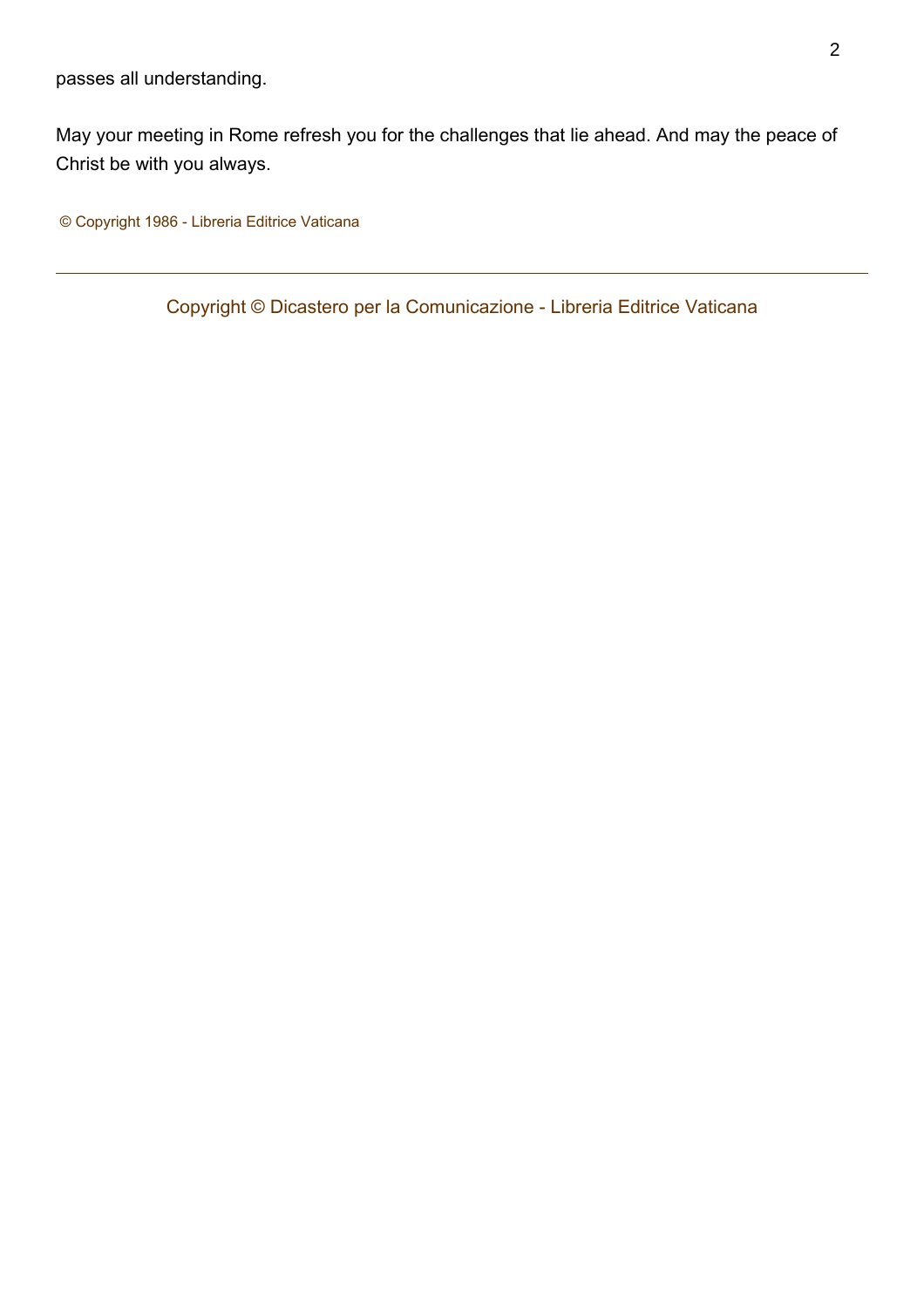passes all understanding.

May your meeting in Rome refresh you for the challenges that lie ahead. And may the peace of Christ be with you always.

© Copyright 1986 - Libreria Editrice Vaticana

---

Copyright © Dicastero per la Comunicazione - Libreria Editrice Vaticana